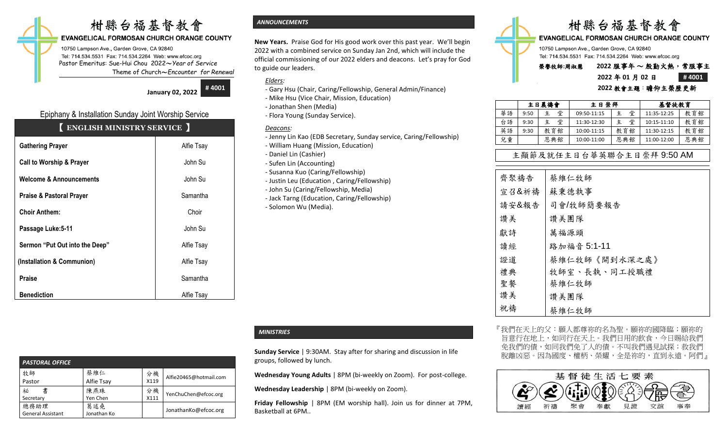# 柑縣台福基督教會

**EVANGELICAL FORMOSAN CHURCH ORANGE COUNTY**

10750 Lampson Ave., Garden Grove, CA 92840
Tel: 714.534.5531 Fax: 714.534.2264 Web: www.efcoc.org
Pastor Emeritus: Sue-Hui Chou 2022～*Year of Service*
Theme of Church～*Encounter for Renewal*

**January 02, 2022** **# 4001**

## Epiphany & Installation Sunday Joint Worship Service

### 【 ENGLISH MINISTRY SERVICE 】

| | |
|---|---|
| **Gathering Prayer** | Alfie Tsay |
| **Call to Worship & Prayer** | John Su |
| **Welcome & Announcements** | John Su |
| **Praise & Pastoral Prayer** | Samantha |
| **Choir Anthem:** | Choir |
| **Passage Luke:5-11** | John Su |
| **Sermon "Put Out into the Deep"** | Alfie Tsay |
| **(Installation & Communion)** | Alfie Tsay |
| **Praise** | Samantha |
| **Benediction** | Alfie Tsay |

| *PASTORAL OFFICE* | | | |
|---|---|---|---|
| 牧師 Pastor | 蔡維仁 Alfie Tsay | 分機 X119 | Alfie20465@hotmail.com |
| 秘　書 Secretary | 陳燕珠 Yen Chen | 分機 X111 | YenChuChen@efcoc.org |
| 總務助理 General Assistant | 葛述堯 Jonathan Ko | | JonathanKo@efcoc.org |

## *ANNOUNCEMENTS*

**New Years.** Praise God for His good work over this past year. We'll begin 2022 with a combined service on Sunday Jan 2nd, which will include the official commissioning of our 2022 elders and deacons. Let's pray for God to guide our leaders.

*Elders:*
- Gary Hsu (Chair, Caring/Fellowship, General Admin/Finance)
- Mike Hsu (Vice Chair, Mission, Education)
- Jonathan Shen (Media)
- Flora Young (Sunday Service).

*Deacons:*
- Jenny Lin Kao (EDB Secretary, Sunday service, Caring/Fellowship)
- William Huang (Mission, Education)
- Daniel Lin (Cashier)
- Sufen Lin (Accounting)
- Susanna Kuo (Caring/Fellowship)
- Justin Leu (Education , Caring/Fellowship)
- John Su (Caring/Fellowship, Media)
- Jack Tarng (Education, Caring/Fellowship)
- Solomon Wu (Media).

## *MINISTRIES*

**Sunday Service** | 9:30AM. Stay after for sharing and discussion in life groups, followed by lunch.

**Wednesday Young Adults** | 8PM (bi-weekly on Zoom). For post-college.

**Wednesday Leadership** | 8PM (bi-weekly on Zoom).

**Friday Fellowship** | 8PM (EM worship hall). Join us for dinner at 7PM, Basketball at 6PM..

# 柑縣台福基督教會

**EVANGELICAL FORMOSAN CHURCH ORANGE COUNTY**

10750 Lampson Ave., Garden Grove, CA 92840
Tel: 714.534.5531 Fax: 714.534.2264 Web: www.efcoc.org

榮譽牧師:周淑慧　**2022 服事年 ～ 殷勤火熱，常服事主**

**2022 年 01 月 02 日**　**# 4001**

**2022 教會主題：瞻仰主榮歷更新**

| | 主日禱告會 | | 主日崇拜 | | 基督徒教育 | |
|---|---|---|---|---|---|---|
| 華語 | 9:50 | 主　堂 | 09:50-11:15 | 主　堂 | 11:35-12:25 | 教育館 |
| 台語 | 9:30 | 主　堂 | 11:30-12:30 | 主　堂 | 10:15-11:10 | 教育館 |
| 英語 | 9:30 | 教育館 | 10:00-11:15 | 教育館 | 11:30-12:15 | 教育館 |
| 兒童 | | 恩典館 | 10:00-11:00 | 恩典館 | 11:00-12:00 | 恩典館 |

### 主顯節及就任主日台華英聯合主日崇拜 9:50 AM

| | |
|---|---|
| 齊聚禱告 | 蔡維仁牧師 |
| 宣召&祈禱 | 蘇秉德執事 |
| 請安&報告 | 司會/牧師簡要報告 |
| 讚美 | 讚美團隊 |
| 獻詩 | 萬福源頭 |
| 讀經 | 路加福音 5:1-11 |
| 證道 | 蔡維仁牧師《開到水深之處》 |
| 禮典 | 牧師室、長執、同工授職禮 |
| 聖餐 | 蔡維仁牧師 |
| 讚美 | 讚美團隊 |
| 祝禱 | 蔡維仁牧師 |

『我們在天上的父：願人都尊祢的名為聖。願祢的國降臨；願祢的旨意行在地上，如同行在天上。我們日用的飲食，今日賜給我們免我們的債，如同我們免了人的債。不叫我們遇見試探；救我們脫離凶惡。因為國度、權柄、榮耀，全是祢的，直到永遠。阿們』

**基督徒生活七要素**

讀經　祈禱　聚會　奉獻　見證　交誼　事奉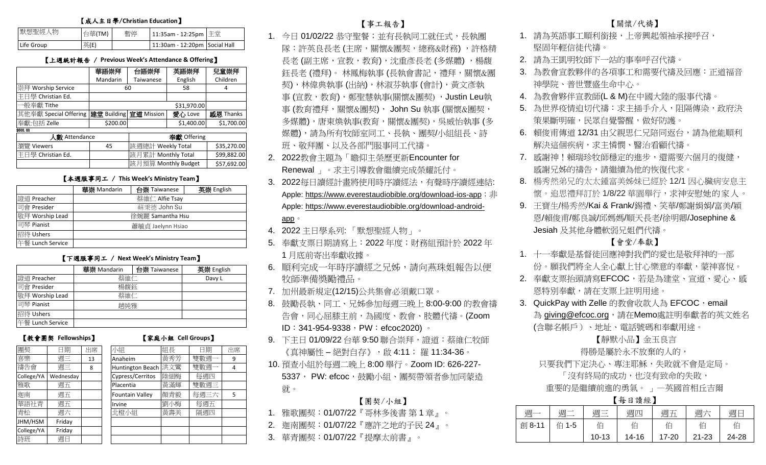## 【成人主日學/Christian Education】

| | | | | |
|---|---|---|---|---|
| 默想聖經人物 | 台華(TM) | 暫停 | 11:35am - 12:25pm | 主堂 |
| Life Group | 英(E) | | 11:30am - 12:20pm | Social Hall |

## 【上週統計報告 / Previous Week's Attendance & Offering】

| | 華語崇拜 Mandarin | 台語崇拜 Taiwanese | 英語崇拜 English | 兒童崇拜 Children |
|---|---|---|---|---|
| 崇拜 Worship Service | 60 | | 58 | 4 |
| 主日學 Christian Ed. | | | | |
| 一般奉獻 Tithe | | | $31,970.00 | |
| 其他奉獻 Special Offering | 建堂 Building | 宣道 Mission | 愛心 Love | 感恩 Thanks |
| 奉獻:包括 Zelle | $200.00 | | $1,400.00 | $1,700.00 |

$600.00

| 人數 Attendance | | 奉獻 Offering | |
|---|---|---|---|
| 瀏覽 Viewers | 45 | 該週總計 Weekly Total | $35,270.00 |
| 主日學 Christian Ed. | | 該月累計 Monthly Total | $99,882.00 |
| | | 該月預算 Monthly Budget | $57,692.00 |

## 【本週服事同工 / This Week's Ministry Team】

| | 華崇 Mandarin | 台崇 Taiwanese | 英崇 English |
|---|---|---|---|
| 證道 Preacher | 蔡維仁 Alfie Tsay | | |
| 司會 Presider | 蘇秉德 John Su | | |
| 敬拜 Worship Lead | 徐婉麗 Samantha Hsu | | |
| 司琴 Pianist | 蕭毓貞 Jaelynn Hsiao | | |
| 招待 Ushers | | | |
| 午餐 Lunch Service | | | |

## 【下週服事同工 / Next Week's Ministry Team】

| | 華崇 Mandarin | 台崇 Taiwanese | 英崇 English |
|---|---|---|---|
| 證道 Preacher | 蔡維仁 | | Davy L |
| 司會 Presider | 楊馥鈺 | | |
| 敬拜 Worship Lead | 蔡維仁 | | |
| 司琴 Pianist | 趙純雅 | | |
| 招待 Ushers | | | |
| 午餐 Lunch Service | | | |

## 【教會團契 Fellowships】

| 團契 | 日期 | 出席 |
|---|---|---|
| 喜樂 | 週三 | 13 |
| 禱告會 | 週三 | 8 |
| College/YA | Wednesday | |
| 雅歌 | 週五 | |
| 迦南 | 週五 | |
| 華語社青 | 週五 | |
| 青松 | 週六 | |
| JHM/HSM | Friday | |
| College/YA | Friday | |
| 詩班 | 週日 | |

## 【家庭小組 Cell Groups】

| 小組 | 組長 | 日期 | 出席 |
|---|---|---|---|
| Anaheim | 黃秀芳 | 雙數週一 | 9 |
| Huntington Beach | 洪文驚 | 雙數週一 | 4 |
| Cypress/Cerritos | 陸細梅 | 每週四 | |
| Placentia | 黃滿輝 | 雙數週三 | |
| Fountain Valley | 顏青毅 | 每週三六 | 5 |
| Irvine | 劉小梅 | 每週五 | |
| 北橙小組 | 黃壽美 | 隔週四 | |

## 【事工報告】

1. 今日 01/02/22 恭守聖餐；並有長執同工就任式，長執團隊：許英良長老 (主席，關懷&團契，總務&財務)，許格精長老 (副主席，宣教，教育)，沈重彥長老 (多媒體)，楊馥鈺長老 (禮拜)。林鳳梅執事 (長執會書記，禮拜，關懷&團契)，林偉典執事 (出納)，林淑芬執事 (會計)，黃文彥執事 (宣教，教育)，鄭聖慧執事(關懷&團契)，Justin Leu執事 (教育禮拜，關懷&團契)，John Su 執事 (關懷&團契，多媒體)，唐東煥執事(教育，關懷&團契)，吳威怡執事 (多媒體)，請為所有牧師室同工、長執、團契/小組組長、詩班、敬拜團、以及各部門服事同工代禱。
2. 2022教會主題為「瞻仰主榮歷更新Encounter for Renewal 」。求主引導教會繼續完成榮耀託付。
3. 2022每日讀經計畫將使用時序讀經法，有聲時序讀經連結: Apple: https://www.everestaudiobible.org/download-ios-app；非Apple: https://www.everestaudiobible.org/download-android-app。
4. 2022 主日學系列: 「默想聖經人物」。
5. 奉獻支票日期請寫上：2022 年度；財務組預計於 2022 年 1 月底前寄出奉獻收據。
6. 順利完成一年時序讀經之兄姊，請向燕珠姐報告以便牧師準備獎勵禮品。
7. 加州最新規定(12/15)公共集會必須戴口罩。
8. 鼓勵長執、同工、兄姊參加每週三晚上 8:00-9:00 的教會禱告會，同心屈膝主前，為國度、教會、肢體代禱。(Zoom ID：341-954-9338，PW：efcoc2020) 。
9. 下主日 01/09/22 台華 9:50 聯合崇拜，證道：蔡維仁牧師《真神屬性 – 絕對自存》，啟 4:11； 羅 11:34-36。
10. 預查小組於每週二晚上 8:00 舉行。Zoom ID: 626-227-5337， PW: efcoc，鼓勵小組、團契帶領者參加同蒙造就。

## 【團契/小組】

1. 雅歌團契：01/07/22『哥林多後書 第 1 章』。
2. 迦南團契：01/07/22『應許之地的子民 24』。
3. 華青團契：01/07/22『提摩太前書』。

## 【關懷/代禱】

1. 請為英語事工順利銜接，上帝興起領袖承接呼召，堅固年輕信徒代禱。
2. 請為王凱明牧師下一站的事奉呼召代禱。
3. 為教會宣教夥伴的各項事工和需要代禱及回應：正道福音神學院、普世豐盛生命中心。
4. 為教會夥伴宣教師(L & M)在中國大陸的服事代禱。
5. 為世界疫情迫切代禱：求主插手介入，阻隔傳染，政府決策果斷明確，民眾自覺警醒，做好防護。
6. 賴俊甫傳道 12/31 由父親思仁兄陪同返台，請為他能順利解決這個疾病，求主憐憫、醫治看顧代禱。
7. 感謝神！賴瑞珍牧師穩定的進步，還需要六個月的復健，感謝兄姊的禱告，請繼續為他的恢復代求。
8. 楊秀然弟兄的太太鍾富美姊妹已經於 12/1 因心臟病安息主懷。追思禮拜訂於 1/8/22 華園舉行，求神安慰她的家人。
9. 王寶生/楊秀然/Kai & Frank/錫禮、笑華/鄭謝娟娟/富美/穎恩/賴俊甫/鄭良誠/邱媽媽/順天長老/徐明卿/Josephine & Jesiah 及其他身體軟弱兄姐們代禱。

## 【會堂/奉獻】

1. 十一奉獻是基督徒回應神對我們的愛也是敬拜神的一部份。願我們將全人全心獻上甘心樂意的奉獻，蒙神喜悅。
2. 奉獻支票抬頭請寫EFCOC，若是為建堂、宣道、愛心、感恩特別奉獻，請在支票上註明用途。
3. QuickPay with Zelle 的教會收款人為 EFCOC，email 為 giving@efcoc.org，請在Memo處註明奉獻者的英文姓名(含聯名帳戶）、地址、電話號碼和奉獻用途。

## 【靜默小品】金玉良言

得勝是屬於永不放棄的人的，

只要我們下定決心、專注耶穌，失敗就不會是定局。

「沒有終局的成功，也沒有致命的失敗，

重要的是繼續前進的勇氣。」—英國首相丘吉爾

## 【每日讀經】

| 週一 | 週二 | 週三 | 週四 | 週五 | 週六 | 週日 |
|---|---|---|---|---|---|---|
| 創 8-11 | 伯 1-5 | 伯 10-13 | 伯 14-16 | 伯 17-20 | 伯 21-23 | 伯 24-28 |